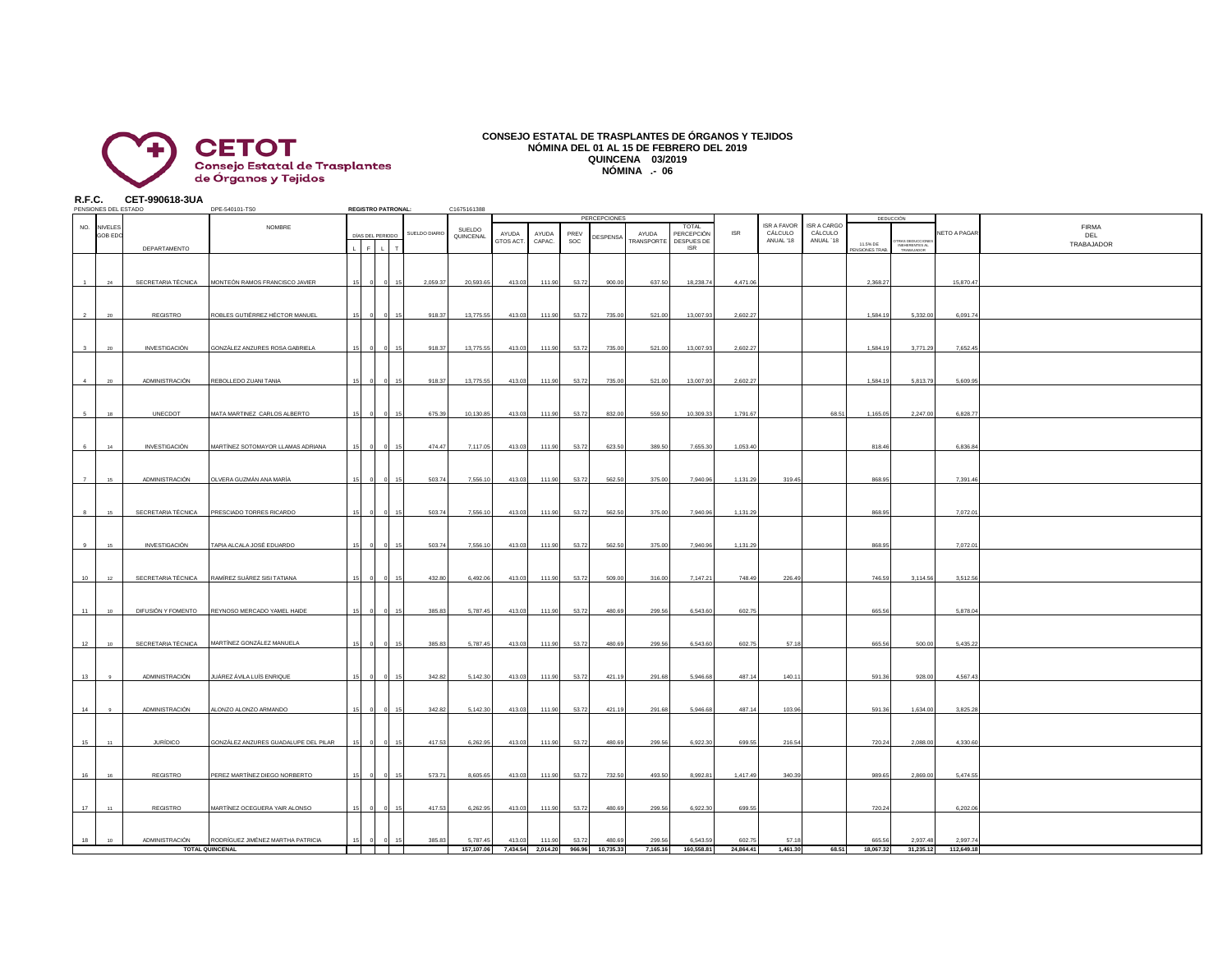**CETOT**
**Consejo Estatal de Trasplantes de Órganos y Tejidos**

# CONSEJO ESTATAL DE TRASPLANTES DE ÓRGANOS Y TEJIDOS
## NÓMINA DEL 01 AL 15 DE FEBRERO DEL 2019
## QUINCENA 03/2019
## NÓMINA .- 06

**R.F.C. CET-990618-3UA**

PENSIONES DEL ESTADO DPE-540101-TS0 **REGISTRO PATRONAL:** C1675161388

| NO. | NIVELES GOB EDO | DEPARTAMENTO | NOMBRE | DÍAS DEL PERIODO L | F | L | T | SUELDO DIARIO | SUELDO QUINCENAL | PERCEPCIONES AYUDA GTOS ACT. | AYUDA CAPAC. | PREV SOC | DESPENSA | AYUDA TRANSPORTE | TOTAL PERCEPCIÓN DESPUES DE ISR | ISR | ISR A FAVOR CÁLCULO ANUAL '18 | ISR A CARGO CÁLCULO ANUAL '18 | DEDUCCIÓN 11.5% DE PENSIONES TRAB. | OTRAS DEDUCCIONES INHERENTES AL TRABAJADOR | NETO A PAGAR | FIRMA DEL TRABAJADOR |
|---|---|---|---|---|---|---|---|---|---|---|---|---|---|---|---|---|---|---|---|---|---|---|
| 1 | 24 | SECRETARIA TÉCNICA | MONTEÓN RAMOS FRANCISCO JAVIER | 15 | 0 | 0 | 15 | 2,059.37 | 20,593.65 | 413.03 | 111.90 | 53.72 | 900.00 | 637.50 | 18,238.74 | 4,471.06 | | | 2,368.27 | | 15,870.47 | |
| 2 | 20 | REGISTRO | ROBLES GUTIÉRREZ HÉCTOR MANUEL | 15 | 0 | 0 | 15 | 918.37 | 13,775.55 | 413.03 | 111.90 | 53.72 | 735.00 | 521.00 | 13,007.93 | 2,602.27 | | | 1,584.19 | 5,332.00 | 6,091.74 | |
| 3 | 20 | INVESTIGACIÓN | GONZÁLEZ ANZURES ROSA GABRIELA | 15 | 0 | 0 | 15 | 918.37 | 13,775.55 | 413.03 | 111.90 | 53.72 | 735.00 | 521.00 | 13,007.93 | 2,602.27 | | | 1,584.19 | 3,771.29 | 7,652.45 | |
| 4 | 20 | ADMINISTRACIÓN | REBOLLEDO ZUANI TANIA | 15 | 0 | 0 | 15 | 918.37 | 13,775.55 | 413.03 | 111.90 | 53.72 | 735.00 | 521.00 | 13,007.93 | 2,602.27 | | | 1,584.19 | 5,813.79 | 5,609.95 | |
| 5 | 18 | UNECDOT | MATA MARTINEZ CARLOS ALBERTO | 15 | 0 | 0 | 15 | 675.39 | 10,130.85 | 413.03 | 111.90 | 53.72 | 832.00 | 559.50 | 10,309.33 | 1,791.67 | | 68.51 | 1,165.05 | 2,247.00 | 6,828.77 | |
| 6 | 14 | INVESTIGACIÓN | MARTÍNEZ SOTOMAYOR LLAMAS ADRIANA | 15 | 0 | 0 | 15 | 474.47 | 7,117.05 | 413.03 | 111.90 | 53.72 | 623.50 | 389.50 | 7,655.30 | 1,053.40 | | | 818.46 | | 6,836.84 | |
| 7 | 15 | ADMINISTRACIÓN | OLVERA GUZMÁN ANA MARÍA | 15 | 0 | 0 | 15 | 503.74 | 7,556.10 | 413.03 | 111.90 | 53.72 | 562.50 | 375.00 | 7,940.96 | 1,131.29 | 319.45 | | 868.95 | | 7,391.46 | |
| 8 | 15 | SECRETARIA TÉCNICA | PRESCIADO TORRES RICARDO | 15 | 0 | 0 | 15 | 503.74 | 7,556.10 | 413.03 | 111.90 | 53.72 | 562.50 | 375.00 | 7,940.96 | 1,131.29 | | | 868.95 | | 7,072.01 | |
| 9 | 15 | INVESTIGACIÓN | TAPIA ALCALA JOSÉ EDUARDO | 15 | 0 | 0 | 15 | 503.74 | 7,556.10 | 413.03 | 111.90 | 53.72 | 562.50 | 375.00 | 7,940.96 | 1,131.29 | | | 868.95 | | 7,072.01 | |
| 10 | 12 | SECRETARIA TÉCNICA | RAMÍREZ SUÁREZ SISI TATIANA | 15 | 0 | 0 | 15 | 432.80 | 6,492.06 | 413.03 | 111.90 | 53.72 | 509.00 | 316.00 | 7,147.21 | 748.49 | 226.49 | | 746.59 | 3,114.56 | 3,512.56 | |
| 11 | 10 | DIFUSIÓN Y FOMENTO | REYNOSO MERCADO YAMEL HAIDE | 15 | 0 | 0 | 15 | 385.83 | 5,787.45 | 413.03 | 111.90 | 53.72 | 480.69 | 299.56 | 6,543.60 | 602.75 | | | 665.56 | | 5,878.04 | |
| 12 | 10 | SECRETARIA TÉCNICA | MARTÍNEZ GONZÁLEZ MANUELA | 15 | 0 | 0 | 15 | 385.83 | 5,787.45 | 413.03 | 111.90 | 53.72 | 480.69 | 299.56 | 6,543.60 | 602.75 | 57.18 | | 665.56 | 500.00 | 5,435.22 | |
| 13 | 9 | ADMINISTRACIÓN | JUÁREZ ÁVILA LUÍS ENRIQUE | 15 | 0 | 0 | 15 | 342.82 | 5,142.30 | 413.03 | 111.90 | 53.72 | 421.19 | 291.68 | 5,946.68 | 487.14 | 140.11 | | 591.36 | 928.00 | 4,567.43 | |
| 14 | 9 | ADMINISTRACIÓN | ALONZO ALONZO ARMANDO | 15 | 0 | 0 | 15 | 342.82 | 5,142.30 | 413.03 | 111.90 | 53.72 | 421.19 | 291.68 | 5,946.68 | 487.14 | 103.96 | | 591.36 | 1,634.00 | 3,825.28 | |
| 15 | 11 | JURÍDICO | GONZÁLEZ ANZURES GUADALUPE DEL PILAR | 15 | 0 | 0 | 15 | 417.53 | 6,262.95 | 413.03 | 111.90 | 53.72 | 480.69 | 299.56 | 6,922.30 | 699.55 | 216.54 | | 720.24 | 2,088.00 | 4,330.60 | |
| 16 | 16 | REGISTRO | PEREZ MARTÍNEZ DIEGO NORBERTO | 15 | 0 | 0 | 15 | 573.71 | 8,605.65 | 413.03 | 111.90 | 53.72 | 732.50 | 493.50 | 8,992.81 | 1,417.49 | 340.39 | | 989.65 | 2,869.00 | 5,474.55 | |
| 17 | 11 | REGISTRO | MARTÍNEZ OCEGUERA YAIR ALONSO | 15 | 0 | 0 | 15 | 417.53 | 6,262.95 | 413.03 | 111.90 | 53.72 | 480.69 | 299.56 | 6,922.30 | 699.55 | | | 720.24 | | 6,202.06 | |
| 18 | 10 | ADMINISTRACIÓN | RODRÍGUEZ JIMÉNEZ MARTHA PATRICIA | 15 | 0 | 0 | 15 | 385.83 | 5,787.45 | 413.03 | 111.90 | 53.72 | 480.69 | 299.56 | 6,543.59 | 602.75 | 57.18 | | 665.56 | 2,937.48 | 2,997.74 | |
| | | | **TOTAL QUINCENAL** | | | | | | **157,107.06** | **7,434.54** | **2,014.20** | **966.96** | **10,735.33** | **7,165.16** | **160,558.81** | **24,864.41** | **1,461.30** | **68.51** | **18,067.32** | **31,235.12** | **112,649.18** | |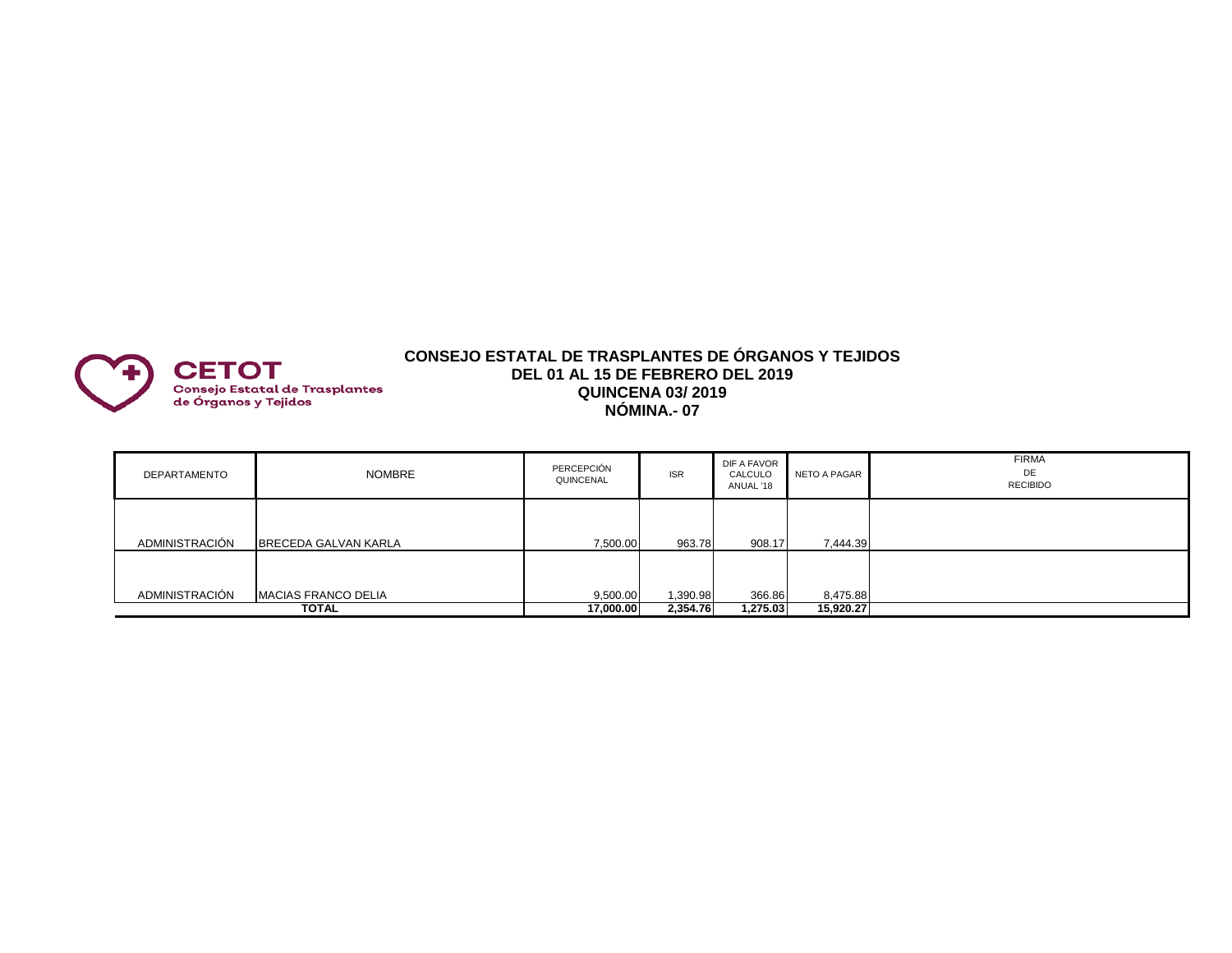CETOT
Consejo Estatal de Trasplantes de Órganos y Tejidos

# CONSEJO ESTATAL DE TRASPLANTES DE ÓRGANOS Y TEJIDOS

**DEL 01 AL 15 DE FEBRERO DEL 2019**

**QUINCENA 03/ 2019**

**NÓMINA.- 07**

| DEPARTAMENTO | NOMBRE | PERCEPCIÓN QUINCENAL | ISR | DIF A FAVOR CALCULO ANUAL '18 | NETO A PAGAR | FIRMA DE RECIBIDO |
|---|---|---|---|---|---|---|
| ADMINISTRACIÓN | BRECEDA GALVAN KARLA | 7,500.00 | 963.78 | 908.17 | 7,444.39 | |
| ADMINISTRACIÓN | MACIAS FRANCO DELIA | 9,500.00 | 1,390.98 | 366.86 | 8,475.88 | |
| **TOTAL** | | **17,000.00** | **2,354.76** | **1,275.03** | **15,920.27** | |